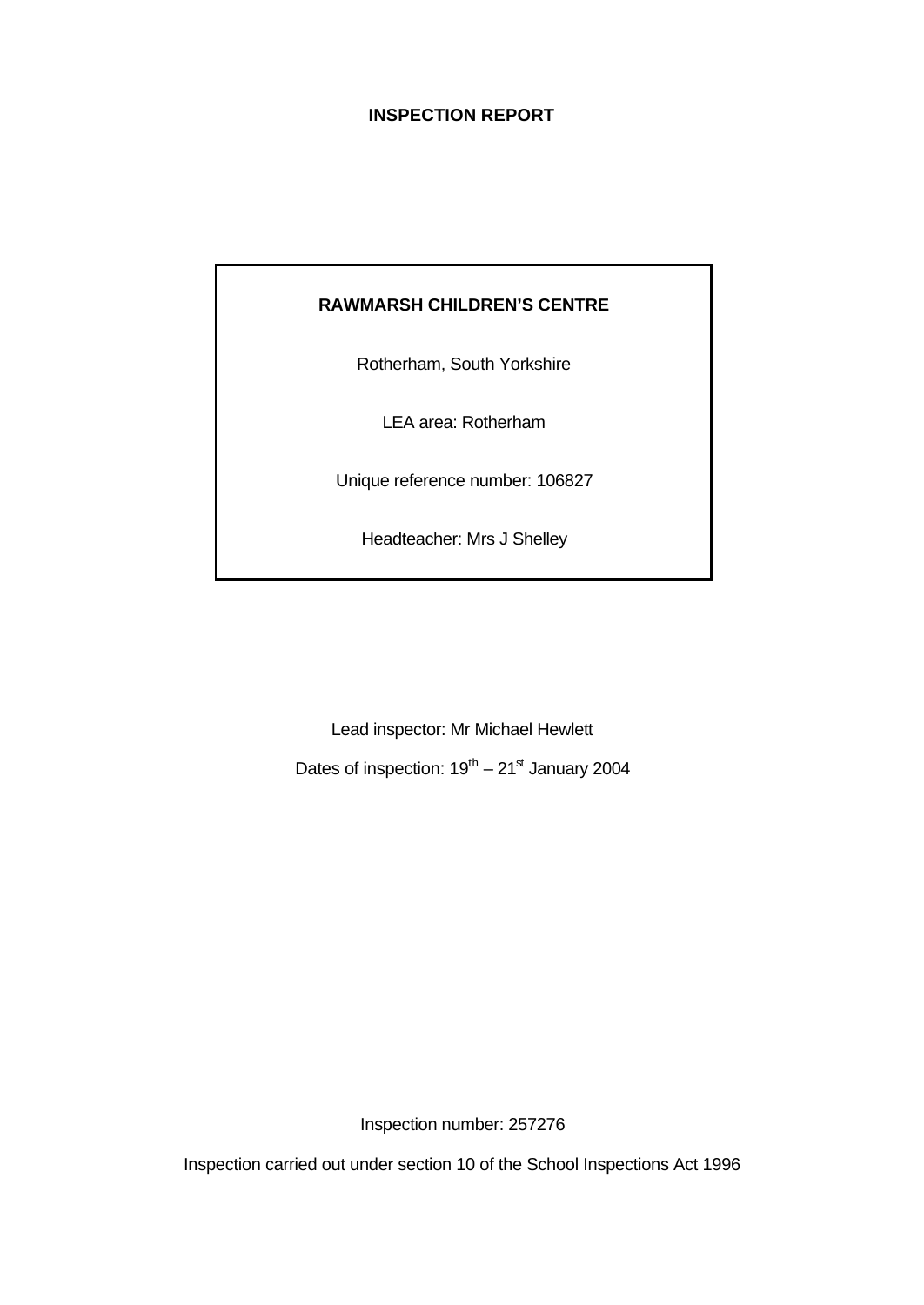**INSPECTION REPORT**

**RAWMARSH CHILDREN'S CENTRE**

Rotherham, South Yorkshire

LEA area: Rotherham

Unique reference number: 106827

Headteacher: Mrs J Shelley

Lead inspector: Mr Michael Hewlett

Dates of inspection: 19th – 21st January 2004

Inspection number: 257276

Inspection carried out under section 10 of the School Inspections Act 1996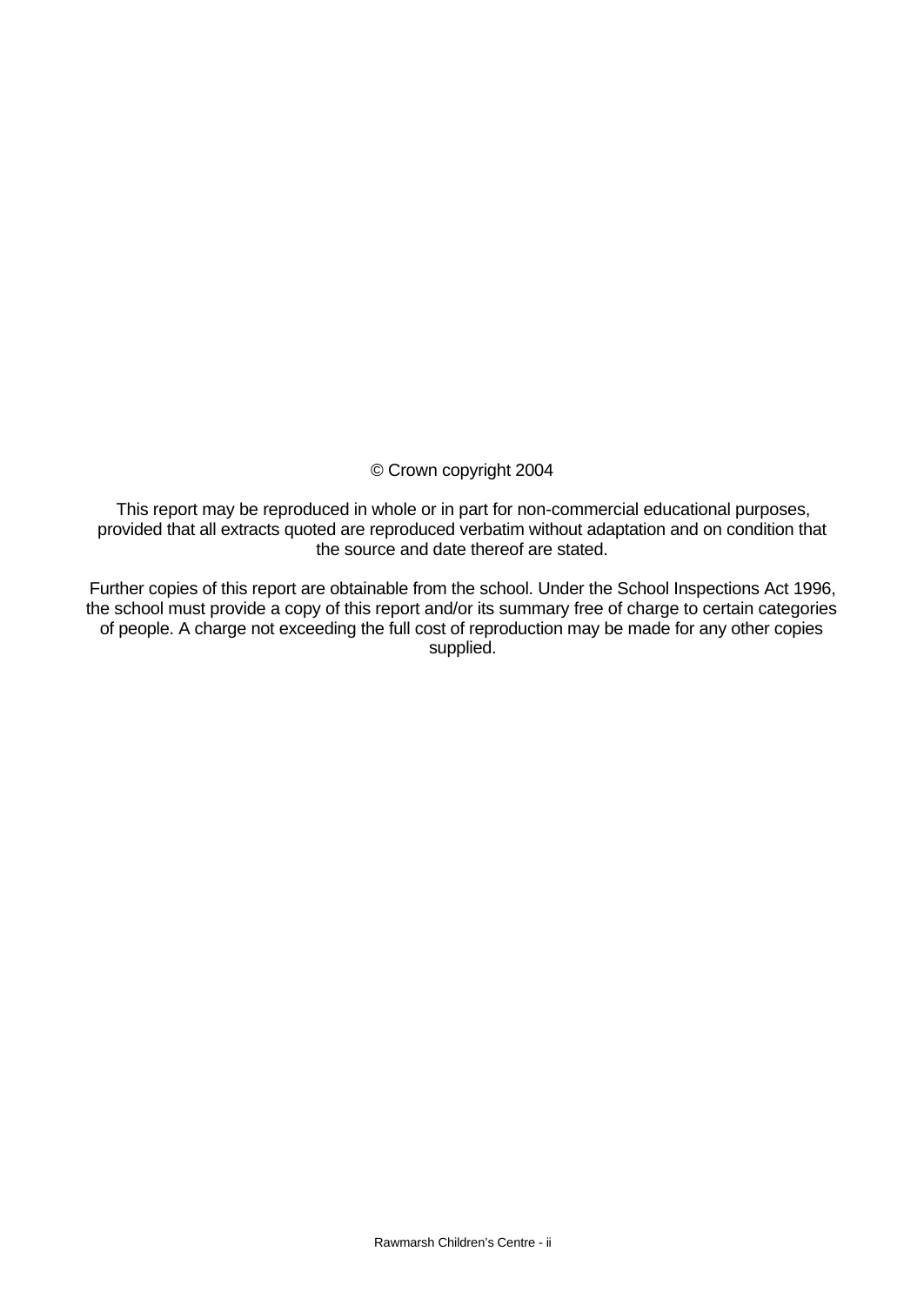© Crown copyright 2004

This report may be reproduced in whole or in part for non-commercial educational purposes, provided that all extracts quoted are reproduced verbatim without adaptation and on condition that the source and date thereof are stated.

Further copies of this report are obtainable from the school. Under the School Inspections Act 1996, the school must provide a copy of this report and/or its summary free of charge to certain categories of people. A charge not exceeding the full cost of reproduction may be made for any other copies supplied.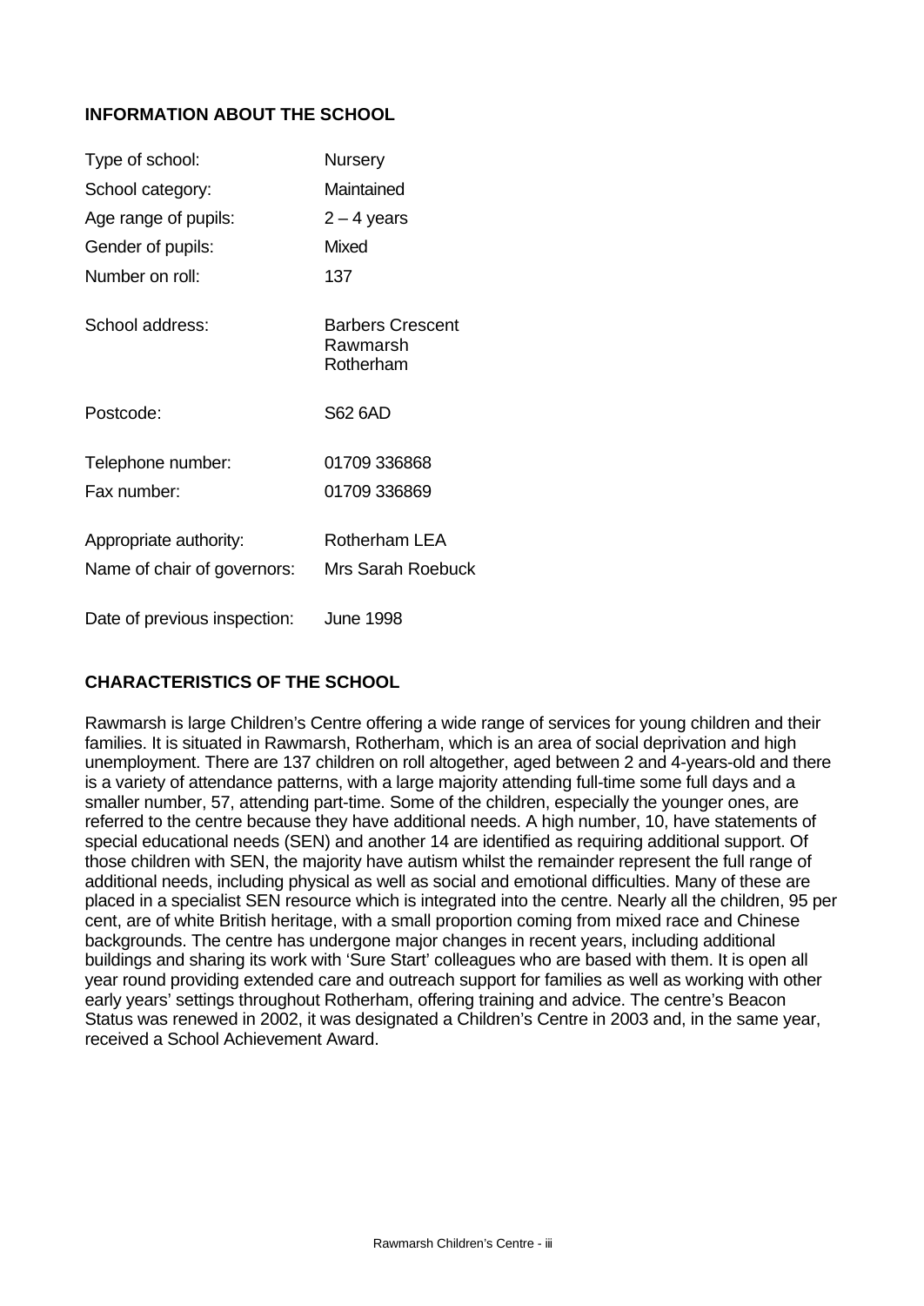## INFORMATION ABOUT THE SCHOOL

| | |
|---|---|
| Type of school: | Nursery |
| School category: | Maintained |
| Age range of pupils: | 2 – 4 years |
| Gender of pupils: | Mixed |
| Number on roll: | 137 |
| School address: | Barbers Crescent<br>Rawmarsh<br>Rotherham |
| Postcode: | S62 6AD |
| Telephone number: | 01709 336868 |
| Fax number: | 01709 336869 |
| Appropriate authority: | Rotherham LEA |
| Name of chair of governors: | Mrs Sarah Roebuck |
| Date of previous inspection: | June 1998 |

## CHARACTERISTICS OF THE SCHOOL

Rawmarsh is large Children's Centre offering a wide range of services for young children and their families. It is situated in Rawmarsh, Rotherham, which is an area of social deprivation and high unemployment. There are 137 children on roll altogether, aged between 2 and 4-years-old and there is a variety of attendance patterns, with a large majority attending full-time some full days and a smaller number, 57, attending part-time. Some of the children, especially the younger ones, are referred to the centre because they have additional needs. A high number, 10, have statements of special educational needs (SEN) and another 14 are identified as requiring additional support. Of those children with SEN, the majority have autism whilst the remainder represent the full range of additional needs, including physical as well as social and emotional difficulties. Many of these are placed in a specialist SEN resource which is integrated into the centre. Nearly all the children, 95 per cent, are of white British heritage, with a small proportion coming from mixed race and Chinese backgrounds. The centre has undergone major changes in recent years, including additional buildings and sharing its work with 'Sure Start' colleagues who are based with them. It is open all year round providing extended care and outreach support for families as well as working with other early years' settings throughout Rotherham, offering training and advice. The centre's Beacon Status was renewed in 2002, it was designated a Children's Centre in 2003 and, in the same year, received a School Achievement Award.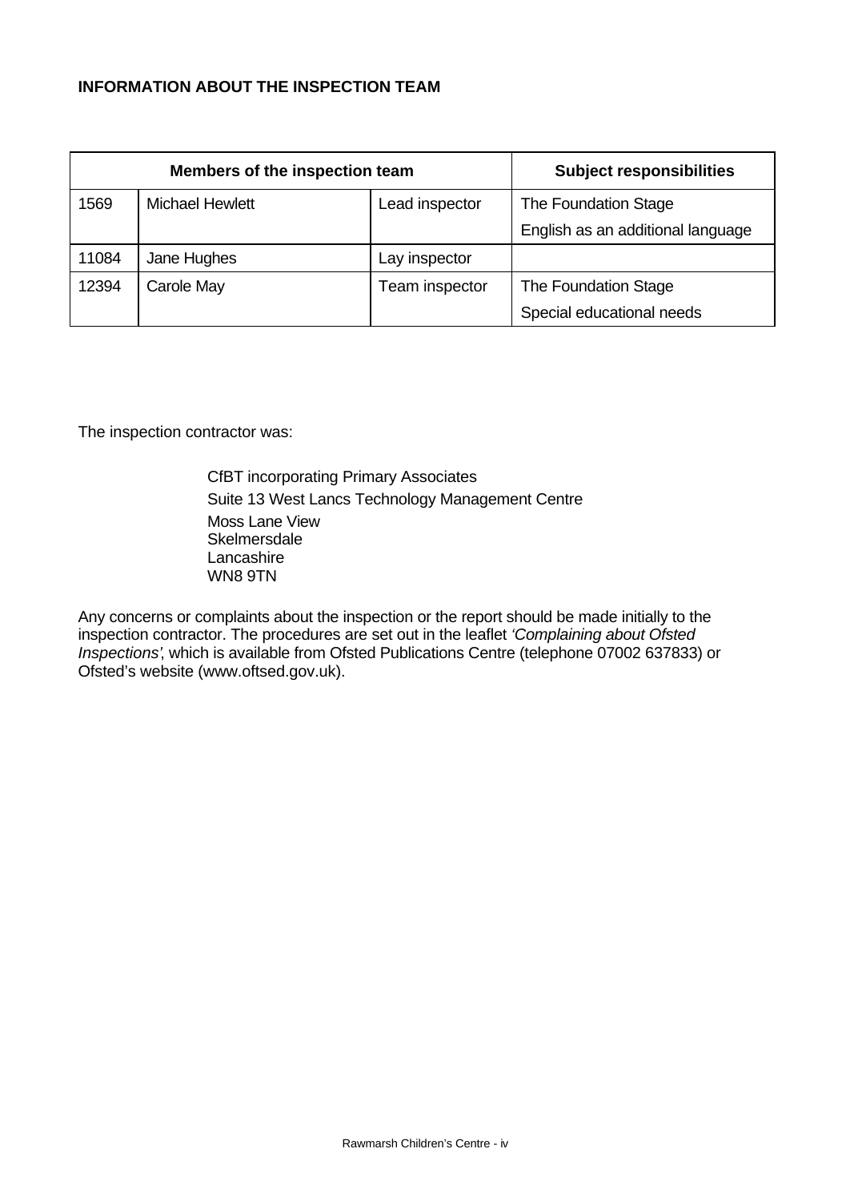**INFORMATION ABOUT THE INSPECTION TEAM**

| Members of the inspection team | | | Subject responsibilities |
|---|---|---|---|
| 1569 | Michael Hewlett | Lead inspector | The Foundation Stage<br>English as an additional language |
| 11084 | Jane Hughes | Lay inspector | |
| 12394 | Carole May | Team inspector | The Foundation Stage<br>Special educational needs |

The inspection contractor was:

CfBT incorporating Primary Associates
Suite 13 West Lancs Technology Management Centre
Moss Lane View
Skelmersdale
Lancashire
WN8 9TN

Any concerns or complaints about the inspection or the report should be made initially to the inspection contractor. The procedures are set out in the leaflet *'Complaining about Ofsted Inspections'*, which is available from Ofsted Publications Centre (telephone 07002 637833) or Ofsted's website (www.oftsed.gov.uk).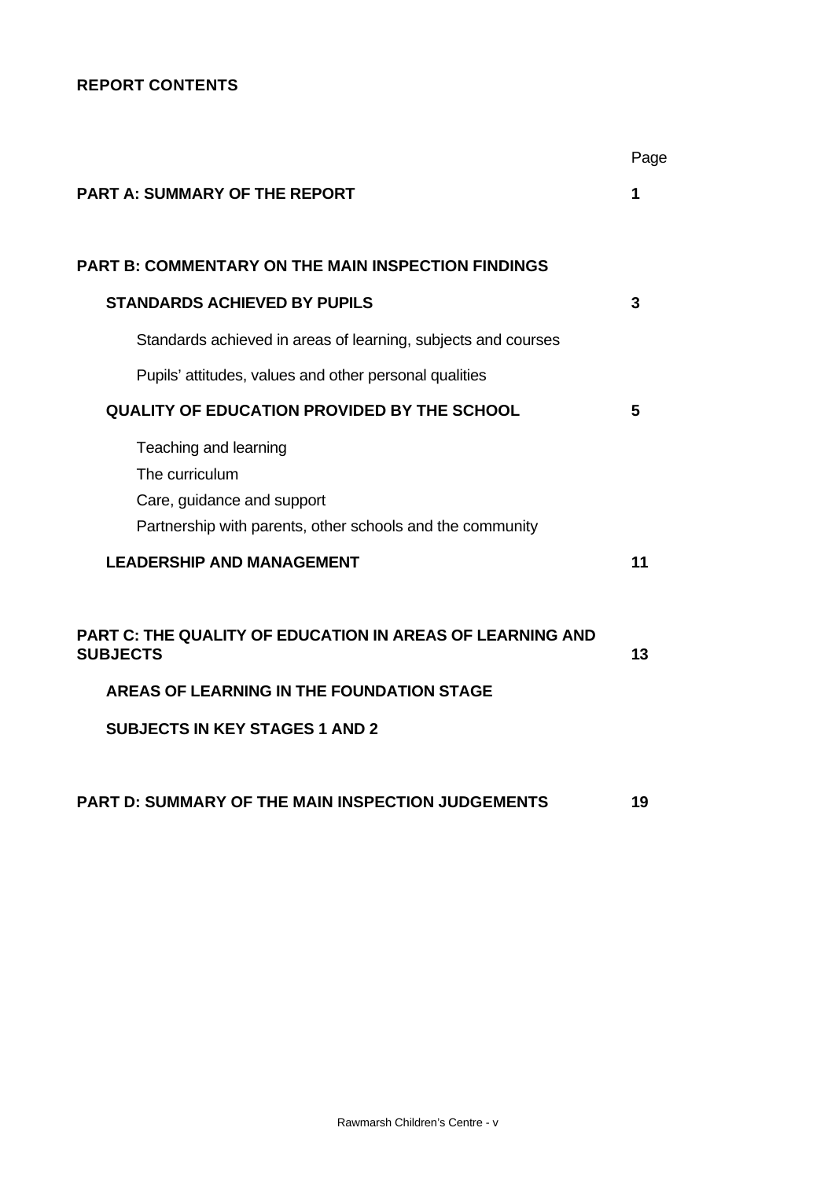**REPORT CONTENTS**

| | Page |
|---|---|
| **PART A: SUMMARY OF THE REPORT** | **1** |
| **PART B: COMMENTARY ON THE MAIN INSPECTION FINDINGS** | |
| **STANDARDS ACHIEVED BY PUPILS** | **3** |
| Standards achieved in areas of learning, subjects and courses | |
| Pupils' attitudes, values and other personal qualities | |
| **QUALITY OF EDUCATION PROVIDED BY THE SCHOOL** | **5** |
| Teaching and learning | |
| The curriculum | |
| Care, guidance and support | |
| Partnership with parents, other schools and the community | |
| **LEADERSHIP AND MANAGEMENT** | **11** |
| **PART C: THE QUALITY OF EDUCATION IN AREAS OF LEARNING AND SUBJECTS** | **13** |
| **AREAS OF LEARNING IN THE FOUNDATION STAGE** | |
| **SUBJECTS IN KEY STAGES 1 AND 2** | |
| **PART D: SUMMARY OF THE MAIN INSPECTION JUDGEMENTS** | **19** |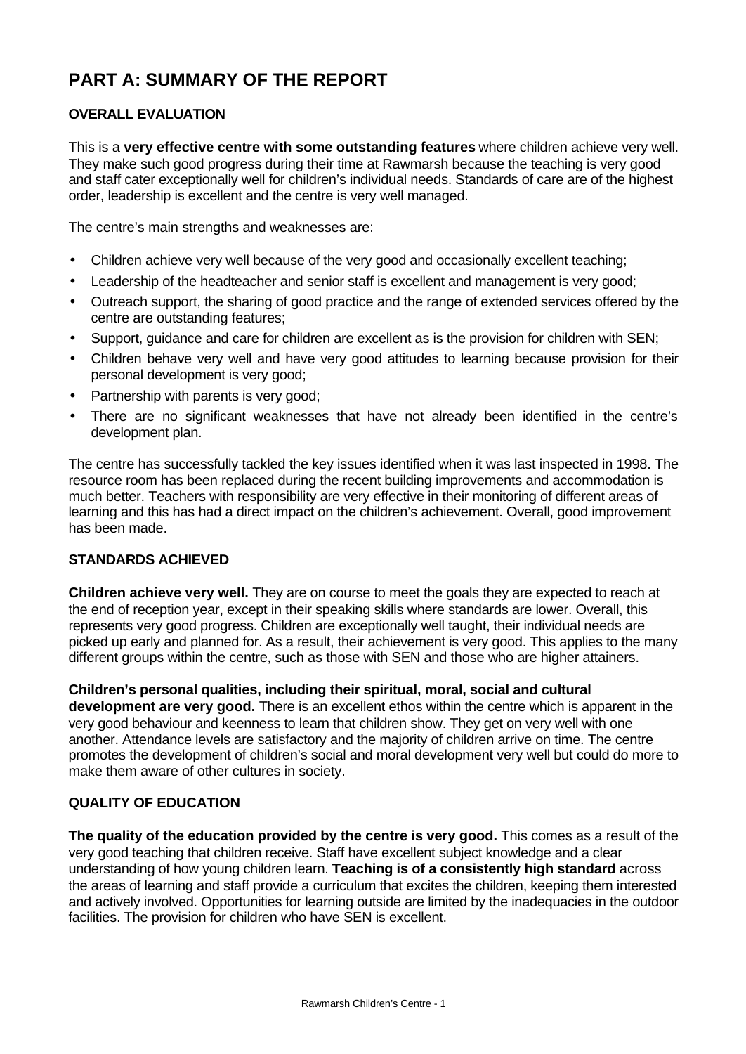# PART A: SUMMARY OF THE REPORT

## OVERALL EVALUATION

This is a **very effective centre with some outstanding features** where children achieve very well. They make such good progress during their time at Rawmarsh because the teaching is very good and staff cater exceptionally well for children's individual needs. Standards of care are of the highest order, leadership is excellent and the centre is very well managed.

The centre's main strengths and weaknesses are:

- Children achieve very well because of the very good and occasionally excellent teaching;
- Leadership of the headteacher and senior staff is excellent and management is very good;
- Outreach support, the sharing of good practice and the range of extended services offered by the centre are outstanding features;
- Support, guidance and care for children are excellent as is the provision for children with SEN;
- Children behave very well and have very good attitudes to learning because provision for their personal development is very good;
- Partnership with parents is very good;
- There are no significant weaknesses that have not already been identified in the centre's development plan.

The centre has successfully tackled the key issues identified when it was last inspected in 1998. The resource room has been replaced during the recent building improvements and accommodation is much better. Teachers with responsibility are very effective in their monitoring of different areas of learning and this has had a direct impact on the children's achievement. Overall, good improvement has been made.

## STANDARDS ACHIEVED

**Children achieve very well.** They are on course to meet the goals they are expected to reach at the end of reception year, except in their speaking skills where standards are lower. Overall, this represents very good progress. Children are exceptionally well taught, their individual needs are picked up early and planned for. As a result, their achievement is very good. This applies to the many different groups within the centre, such as those with SEN and those who are higher attainers.

**Children's personal qualities, including their spiritual, moral, social and cultural development are very good.** There is an excellent ethos within the centre which is apparent in the very good behaviour and keenness to learn that children show. They get on very well with one another. Attendance levels are satisfactory and the majority of children arrive on time. The centre promotes the development of children's social and moral development very well but could do more to make them aware of other cultures in society.

## QUALITY OF EDUCATION

**The quality of the education provided by the centre is very good.** This comes as a result of the very good teaching that children receive. Staff have excellent subject knowledge and a clear understanding of how young children learn. **Teaching is of a consistently high standard** across the areas of learning and staff provide a curriculum that excites the children, keeping them interested and actively involved. Opportunities for learning outside are limited by the inadequacies in the outdoor facilities. The provision for children who have SEN is excellent.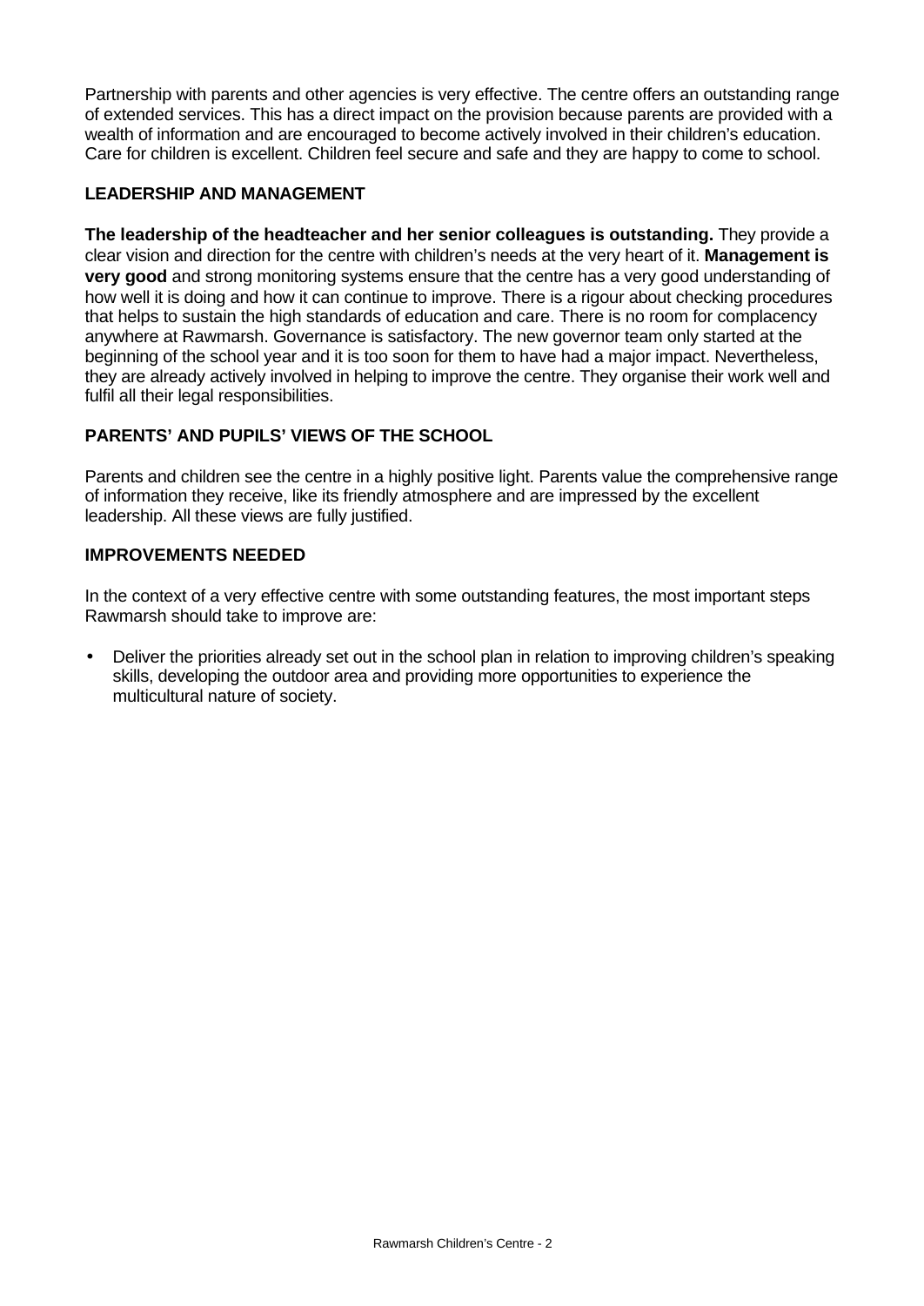Partnership with parents and other agencies is very effective. The centre offers an outstanding range of extended services. This has a direct impact on the provision because parents are provided with a wealth of information and are encouraged to become actively involved in their children's education. Care for children is excellent. Children feel secure and safe and they are happy to come to school.

## LEADERSHIP AND MANAGEMENT

**The leadership of the headteacher and her senior colleagues is outstanding.** They provide a clear vision and direction for the centre with children's needs at the very heart of it. **Management is very good** and strong monitoring systems ensure that the centre has a very good understanding of how well it is doing and how it can continue to improve. There is a rigour about checking procedures that helps to sustain the high standards of education and care. There is no room for complacency anywhere at Rawmarsh. Governance is satisfactory. The new governor team only started at the beginning of the school year and it is too soon for them to have had a major impact. Nevertheless, they are already actively involved in helping to improve the centre. They organise their work well and fulfil all their legal responsibilities.

## PARENTS' AND PUPILS' VIEWS OF THE SCHOOL

Parents and children see the centre in a highly positive light. Parents value the comprehensive range of information they receive, like its friendly atmosphere and are impressed by the excellent leadership. All these views are fully justified.

## IMPROVEMENTS NEEDED

In the context of a very effective centre with some outstanding features, the most important steps Rawmarsh should take to improve are:

- Deliver the priorities already set out in the school plan in relation to improving children's speaking skills, developing the outdoor area and providing more opportunities to experience the multicultural nature of society.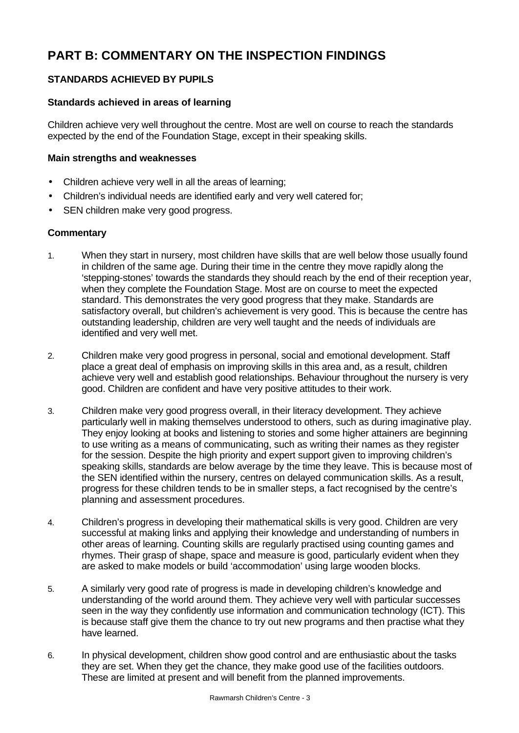# PART B: COMMENTARY ON THE INSPECTION FINDINGS

## STANDARDS ACHIEVED BY PUPILS

### Standards achieved in areas of learning

Children achieve very well throughout the centre. Most are well on course to reach the standards expected by the end of the Foundation Stage, except in their speaking skills.

### Main strengths and weaknesses

- Children achieve very well in all the areas of learning;
- Children's individual needs are identified early and very well catered for;
- SEN children make very good progress.

### Commentary

1. When they start in nursery, most children have skills that are well below those usually found in children of the same age. During their time in the centre they move rapidly along the 'stepping-stones' towards the standards they should reach by the end of their reception year, when they complete the Foundation Stage. Most are on course to meet the expected standard. This demonstrates the very good progress that they make. Standards are satisfactory overall, but children's achievement is very good. This is because the centre has outstanding leadership, children are very well taught and the needs of individuals are identified and very well met.

2. Children make very good progress in personal, social and emotional development. Staff place a great deal of emphasis on improving skills in this area and, as a result, children achieve very well and establish good relationships. Behaviour throughout the nursery is very good. Children are confident and have very positive attitudes to their work.

3. Children make very good progress overall, in their literacy development. They achieve particularly well in making themselves understood to others, such as during imaginative play. They enjoy looking at books and listening to stories and some higher attainers are beginning to use writing as a means of communicating, such as writing their names as they register for the session. Despite the high priority and expert support given to improving children's speaking skills, standards are below average by the time they leave. This is because most of the SEN identified within the nursery, centres on delayed communication skills. As a result, progress for these children tends to be in smaller steps, a fact recognised by the centre's planning and assessment procedures.

4. Children's progress in developing their mathematical skills is very good. Children are very successful at making links and applying their knowledge and understanding of numbers in other areas of learning. Counting skills are regularly practised using counting games and rhymes. Their grasp of shape, space and measure is good, particularly evident when they are asked to make models or build 'accommodation' using large wooden blocks.

5. A similarly very good rate of progress is made in developing children's knowledge and understanding of the world around them. They achieve very well with particular successes seen in the way they confidently use information and communication technology (ICT). This is because staff give them the chance to try out new programs and then practise what they have learned.

6. In physical development, children show good control and are enthusiastic about the tasks they are set. When they get the chance, they make good use of the facilities outdoors. These are limited at present and will benefit from the planned improvements.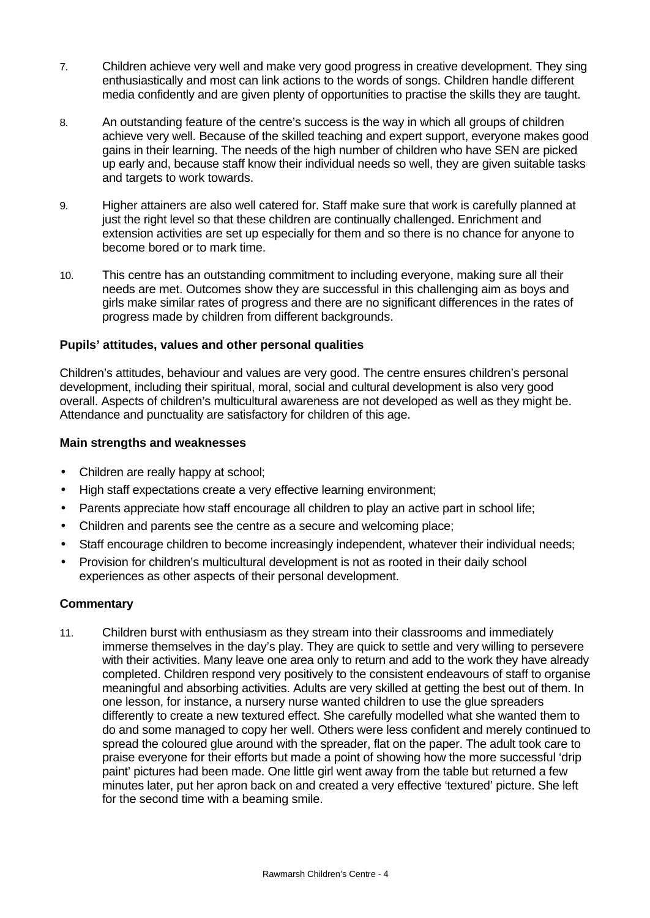7. Children achieve very well and make very good progress in creative development. They sing enthusiastically and most can link actions to the words of songs. Children handle different media confidently and are given plenty of opportunities to practise the skills they are taught.

8. An outstanding feature of the centre's success is the way in which all groups of children achieve very well. Because of the skilled teaching and expert support, everyone makes good gains in their learning. The needs of the high number of children who have SEN are picked up early and, because staff know their individual needs so well, they are given suitable tasks and targets to work towards.

9. Higher attainers are also well catered for. Staff make sure that work is carefully planned at just the right level so that these children are continually challenged. Enrichment and extension activities are set up especially for them and so there is no chance for anyone to become bored or to mark time.

10. This centre has an outstanding commitment to including everyone, making sure all their needs are met. Outcomes show they are successful in this challenging aim as boys and girls make similar rates of progress and there are no significant differences in the rates of progress made by children from different backgrounds.

### Pupils' attitudes, values and other personal qualities

Children's attitudes, behaviour and values are very good. The centre ensures children's personal development, including their spiritual, moral, social and cultural development is also very good overall. Aspects of children's multicultural awareness are not developed as well as they might be. Attendance and punctuality are satisfactory for children of this age.

### Main strengths and weaknesses

- Children are really happy at school;
- High staff expectations create a very effective learning environment;
- Parents appreciate how staff encourage all children to play an active part in school life;
- Children and parents see the centre as a secure and welcoming place;
- Staff encourage children to become increasingly independent, whatever their individual needs;
- Provision for children's multicultural development is not as rooted in their daily school experiences as other aspects of their personal development.

### Commentary

11. Children burst with enthusiasm as they stream into their classrooms and immediately immerse themselves in the day's play. They are quick to settle and very willing to persevere with their activities. Many leave one area only to return and add to the work they have already completed. Children respond very positively to the consistent endeavours of staff to organise meaningful and absorbing activities. Adults are very skilled at getting the best out of them. In one lesson, for instance, a nursery nurse wanted children to use the glue spreaders differently to create a new textured effect. She carefully modelled what she wanted them to do and some managed to copy her well. Others were less confident and merely continued to spread the coloured glue around with the spreader, flat on the paper. The adult took care to praise everyone for their efforts but made a point of showing how the more successful 'drip paint' pictures had been made. One little girl went away from the table but returned a few minutes later, put her apron back on and created a very effective 'textured' picture. She left for the second time with a beaming smile.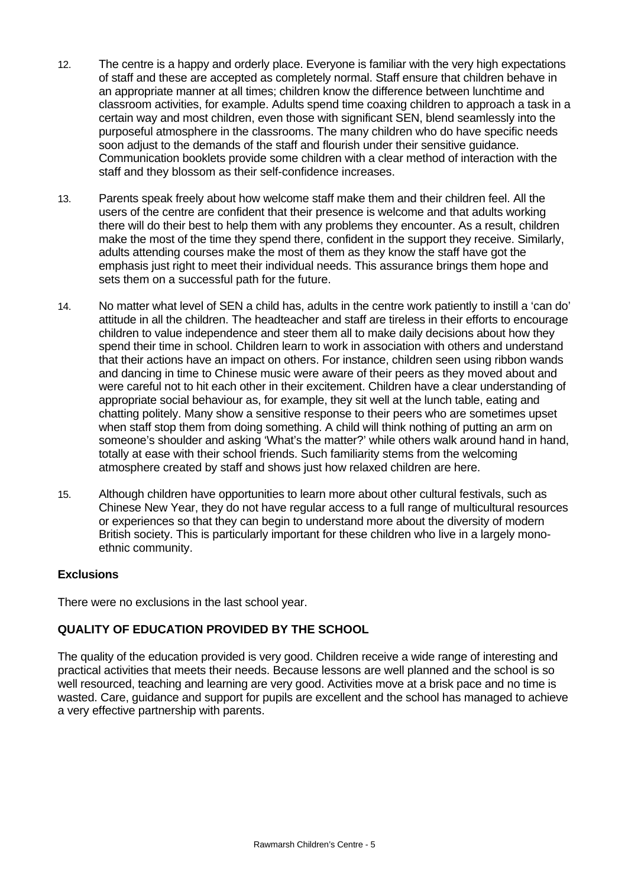12. The centre is a happy and orderly place. Everyone is familiar with the very high expectations of staff and these are accepted as completely normal. Staff ensure that children behave in an appropriate manner at all times; children know the difference between lunchtime and classroom activities, for example. Adults spend time coaxing children to approach a task in a certain way and most children, even those with significant SEN, blend seamlessly into the purposeful atmosphere in the classrooms. The many children who do have specific needs soon adjust to the demands of the staff and flourish under their sensitive guidance. Communication booklets provide some children with a clear method of interaction with the staff and they blossom as their self-confidence increases.

13. Parents speak freely about how welcome staff make them and their children feel. All the users of the centre are confident that their presence is welcome and that adults working there will do their best to help them with any problems they encounter. As a result, children make the most of the time they spend there, confident in the support they receive. Similarly, adults attending courses make the most of them as they know the staff have got the emphasis just right to meet their individual needs. This assurance brings them hope and sets them on a successful path for the future.

14. No matter what level of SEN a child has, adults in the centre work patiently to instill a 'can do' attitude in all the children. The headteacher and staff are tireless in their efforts to encourage children to value independence and steer them all to make daily decisions about how they spend their time in school. Children learn to work in association with others and understand that their actions have an impact on others. For instance, children seen using ribbon wands and dancing in time to Chinese music were aware of their peers as they moved about and were careful not to hit each other in their excitement. Children have a clear understanding of appropriate social behaviour as, for example, they sit well at the lunch table, eating and chatting politely. Many show a sensitive response to their peers who are sometimes upset when staff stop them from doing something. A child will think nothing of putting an arm on someone's shoulder and asking 'What's the matter?' while others walk around hand in hand, totally at ease with their school friends. Such familiarity stems from the welcoming atmosphere created by staff and shows just how relaxed children are here.

15. Although children have opportunities to learn more about other cultural festivals, such as Chinese New Year, they do not have regular access to a full range of multicultural resources or experiences so that they can begin to understand more about the diversity of modern British society. This is particularly important for these children who live in a largely mono-ethnic community.

**Exclusions**

There were no exclusions in the last school year.

**QUALITY OF EDUCATION PROVIDED BY THE SCHOOL**

The quality of the education provided is very good. Children receive a wide range of interesting and practical activities that meets their needs. Because lessons are well planned and the school is so well resourced, teaching and learning are very good. Activities move at a brisk pace and no time is wasted. Care, guidance and support for pupils are excellent and the school has managed to achieve a very effective partnership with parents.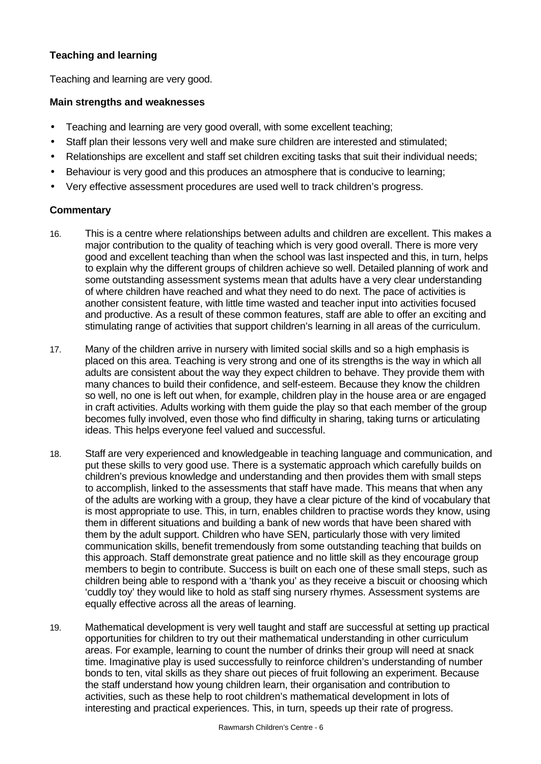### Teaching and learning

Teaching and learning are very good.

#### Main strengths and weaknesses

- Teaching and learning are very good overall, with some excellent teaching;
- Staff plan their lessons very well and make sure children are interested and stimulated;
- Relationships are excellent and staff set children exciting tasks that suit their individual needs;
- Behaviour is very good and this produces an atmosphere that is conducive to learning;
- Very effective assessment procedures are used well to track children's progress.

#### Commentary

16. This is a centre where relationships between adults and children are excellent. This makes a major contribution to the quality of teaching which is very good overall. There is more very good and excellent teaching than when the school was last inspected and this, in turn, helps to explain why the different groups of children achieve so well. Detailed planning of work and some outstanding assessment systems mean that adults have a very clear understanding of where children have reached and what they need to do next. The pace of activities is another consistent feature, with little time wasted and teacher input into activities focused and productive. As a result of these common features, staff are able to offer an exciting and stimulating range of activities that support children's learning in all areas of the curriculum.

17. Many of the children arrive in nursery with limited social skills and so a high emphasis is placed on this area. Teaching is very strong and one of its strengths is the way in which all adults are consistent about the way they expect children to behave. They provide them with many chances to build their confidence, and self-esteem. Because they know the children so well, no one is left out when, for example, children play in the house area or are engaged in craft activities. Adults working with them guide the play so that each member of the group becomes fully involved, even those who find difficulty in sharing, taking turns or articulating ideas. This helps everyone feel valued and successful.

18. Staff are very experienced and knowledgeable in teaching language and communication, and put these skills to very good use. There is a systematic approach which carefully builds on children's previous knowledge and understanding and then provides them with small steps to accomplish, linked to the assessments that staff have made. This means that when any of the adults are working with a group, they have a clear picture of the kind of vocabulary that is most appropriate to use. This, in turn, enables children to practise words they know, using them in different situations and building a bank of new words that have been shared with them by the adult support. Children who have SEN, particularly those with very limited communication skills, benefit tremendously from some outstanding teaching that builds on this approach. Staff demonstrate great patience and no little skill as they encourage group members to begin to contribute. Success is built on each one of these small steps, such as children being able to respond with a 'thank you' as they receive a biscuit or choosing which 'cuddly toy' they would like to hold as staff sing nursery rhymes. Assessment systems are equally effective across all the areas of learning.

19. Mathematical development is very well taught and staff are successful at setting up practical opportunities for children to try out their mathematical understanding in other curriculum areas. For example, learning to count the number of drinks their group will need at snack time. Imaginative play is used successfully to reinforce children's understanding of number bonds to ten, vital skills as they share out pieces of fruit following an experiment. Because the staff understand how young children learn, their organisation and contribution to activities, such as these help to root children's mathematical development in lots of interesting and practical experiences. This, in turn, speeds up their rate of progress.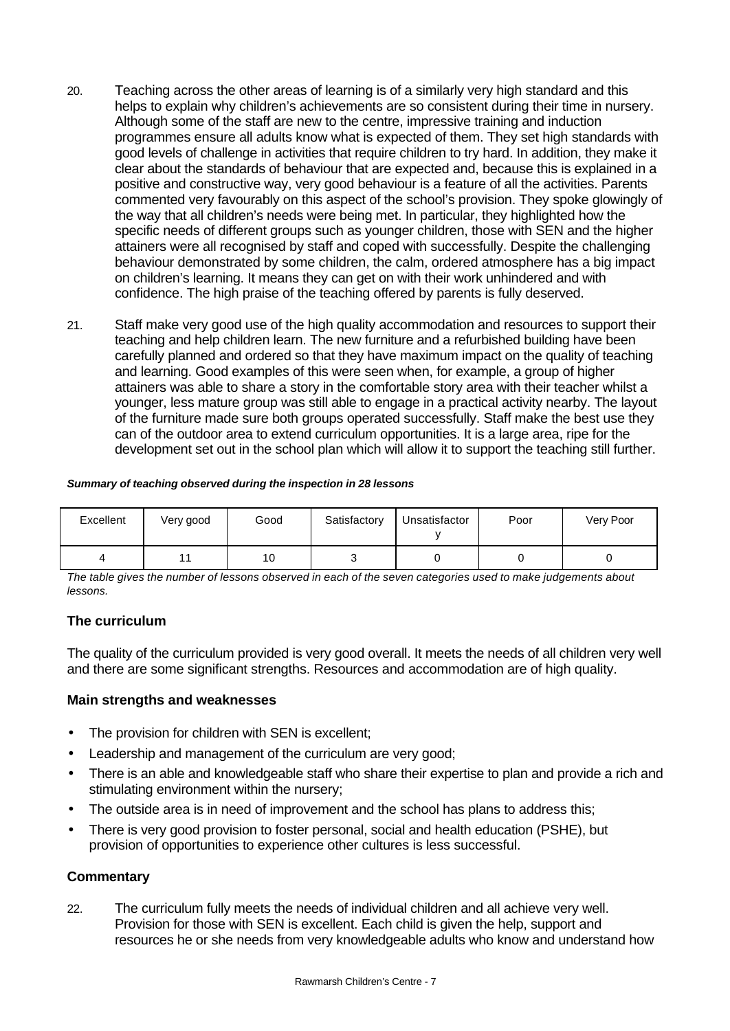20. Teaching across the other areas of learning is of a similarly very high standard and this helps to explain why children's achievements are so consistent during their time in nursery. Although some of the staff are new to the centre, impressive training and induction programmes ensure all adults know what is expected of them. They set high standards with good levels of challenge in activities that require children to try hard. In addition, they make it clear about the standards of behaviour that are expected and, because this is explained in a positive and constructive way, very good behaviour is a feature of all the activities. Parents commented very favourably on this aspect of the school's provision. They spoke glowingly of the way that all children's needs were being met. In particular, they highlighted how the specific needs of different groups such as younger children, those with SEN and the higher attainers were all recognised by staff and coped with successfully. Despite the challenging behaviour demonstrated by some children, the calm, ordered atmosphere has a big impact on children's learning. It means they can get on with their work unhindered and with confidence. The high praise of the teaching offered by parents is fully deserved.

21. Staff make very good use of the high quality accommodation and resources to support their teaching and help children learn. The new furniture and a refurbished building have been carefully planned and ordered so that they have maximum impact on the quality of teaching and learning. Good examples of this were seen when, for example, a group of higher attainers was able to share a story in the comfortable story area with their teacher whilst a younger, less mature group was still able to engage in a practical activity nearby. The layout of the furniture made sure both groups operated successfully. Staff make the best use they can of the outdoor area to extend curriculum opportunities. It is a large area, ripe for the development set out in the school plan which will allow it to support the teaching still further.

***Summary of teaching observed during the inspection in 28 lessons***

| Excellent | Very good | Good | Satisfactory | Unsatisfactory | Poor | Very Poor |
|---|---|---|---|---|---|---|
| 4 | 11 | 10 | 3 | 0 | 0 | 0 |

*The table gives the number of lessons observed in each of the seven categories used to make judgements about lessons.*

### The curriculum

The quality of the curriculum provided is very good overall. It meets the needs of all children very well and there are some significant strengths. Resources and accommodation are of high quality.

### Main strengths and weaknesses

- The provision for children with SEN is excellent;
- Leadership and management of the curriculum are very good;
- There is an able and knowledgeable staff who share their expertise to plan and provide a rich and stimulating environment within the nursery;
- The outside area is in need of improvement and the school has plans to address this;
- There is very good provision to foster personal, social and health education (PSHE), but provision of opportunities to experience other cultures is less successful.

### Commentary

22. The curriculum fully meets the needs of individual children and all achieve very well. Provision for those with SEN is excellent. Each child is given the help, support and resources he or she needs from very knowledgeable adults who know and understand how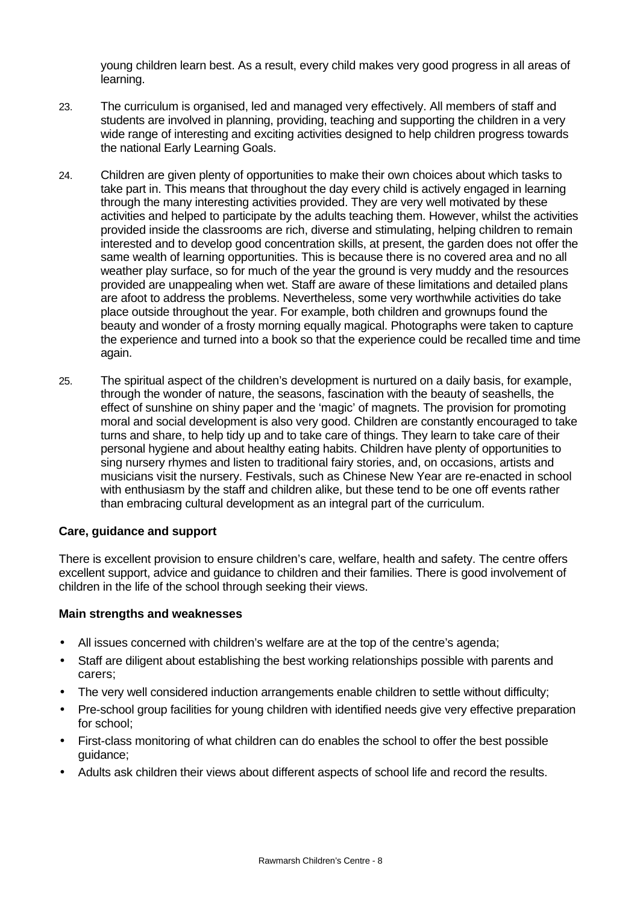young children learn best. As a result, every child makes very good progress in all areas of learning.

23. The curriculum is organised, led and managed very effectively. All members of staff and students are involved in planning, providing, teaching and supporting the children in a very wide range of interesting and exciting activities designed to help children progress towards the national Early Learning Goals.

24. Children are given plenty of opportunities to make their own choices about which tasks to take part in. This means that throughout the day every child is actively engaged in learning through the many interesting activities provided. They are very well motivated by these activities and helped to participate by the adults teaching them. However, whilst the activities provided inside the classrooms are rich, diverse and stimulating, helping children to remain interested and to develop good concentration skills, at present, the garden does not offer the same wealth of learning opportunities. This is because there is no covered area and no all weather play surface, so for much of the year the ground is very muddy and the resources provided are unappealing when wet. Staff are aware of these limitations and detailed plans are afoot to address the problems. Nevertheless, some very worthwhile activities do take place outside throughout the year. For example, both children and grownups found the beauty and wonder of a frosty morning equally magical. Photographs were taken to capture the experience and turned into a book so that the experience could be recalled time and time again.

25. The spiritual aspect of the children's development is nurtured on a daily basis, for example, through the wonder of nature, the seasons, fascination with the beauty of seashells, the effect of sunshine on shiny paper and the 'magic' of magnets. The provision for promoting moral and social development is also very good. Children are constantly encouraged to take turns and share, to help tidy up and to take care of things. They learn to take care of their personal hygiene and about healthy eating habits. Children have plenty of opportunities to sing nursery rhymes and listen to traditional fairy stories, and, on occasions, artists and musicians visit the nursery. Festivals, such as Chinese New Year are re-enacted in school with enthusiasm by the staff and children alike, but these tend to be one off events rather than embracing cultural development as an integral part of the curriculum.

### Care, guidance and support

There is excellent provision to ensure children's care, welfare, health and safety. The centre offers excellent support, advice and guidance to children and their families. There is good involvement of children in the life of the school through seeking their views.

#### Main strengths and weaknesses

- All issues concerned with children's welfare are at the top of the centre's agenda;
- Staff are diligent about establishing the best working relationships possible with parents and carers;
- The very well considered induction arrangements enable children to settle without difficulty;
- Pre-school group facilities for young children with identified needs give very effective preparation for school;
- First-class monitoring of what children can do enables the school to offer the best possible guidance;
- Adults ask children their views about different aspects of school life and record the results.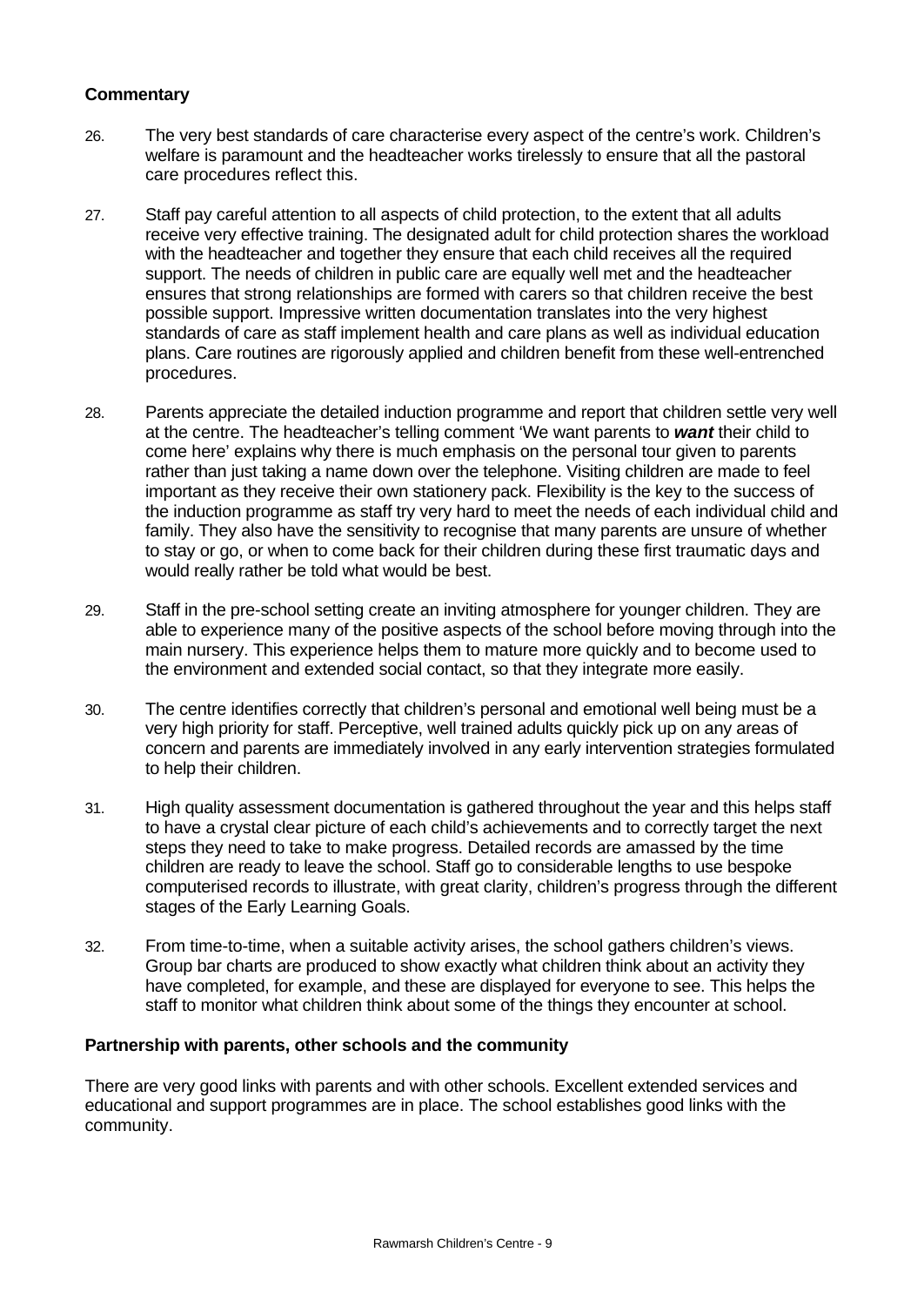### Commentary

26. The very best standards of care characterise every aspect of the centre's work. Children's welfare is paramount and the headteacher works tirelessly to ensure that all the pastoral care procedures reflect this.

27. Staff pay careful attention to all aspects of child protection, to the extent that all adults receive very effective training. The designated adult for child protection shares the workload with the headteacher and together they ensure that each child receives all the required support. The needs of children in public care are equally well met and the headteacher ensures that strong relationships are formed with carers so that children receive the best possible support. Impressive written documentation translates into the very highest standards of care as staff implement health and care plans as well as individual education plans. Care routines are rigorously applied and children benefit from these well-entrenched procedures.

28. Parents appreciate the detailed induction programme and report that children settle very well at the centre. The headteacher's telling comment 'We want parents to ***want*** their child to come here' explains why there is much emphasis on the personal tour given to parents rather than just taking a name down over the telephone. Visiting children are made to feel important as they receive their own stationery pack. Flexibility is the key to the success of the induction programme as staff try very hard to meet the needs of each individual child and family. They also have the sensitivity to recognise that many parents are unsure of whether to stay or go, or when to come back for their children during these first traumatic days and would really rather be told what would be best.

29. Staff in the pre-school setting create an inviting atmosphere for younger children. They are able to experience many of the positive aspects of the school before moving through into the main nursery. This experience helps them to mature more quickly and to become used to the environment and extended social contact, so that they integrate more easily.

30. The centre identifies correctly that children's personal and emotional well being must be a very high priority for staff. Perceptive, well trained adults quickly pick up on any areas of concern and parents are immediately involved in any early intervention strategies formulated to help their children.

31. High quality assessment documentation is gathered throughout the year and this helps staff to have a crystal clear picture of each child's achievements and to correctly target the next steps they need to take to make progress. Detailed records are amassed by the time children are ready to leave the school. Staff go to considerable lengths to use bespoke computerised records to illustrate, with great clarity, children's progress through the different stages of the Early Learning Goals.

32. From time-to-time, when a suitable activity arises, the school gathers children's views. Group bar charts are produced to show exactly what children think about an activity they have completed, for example, and these are displayed for everyone to see. This helps the staff to monitor what children think about some of the things they encounter at school.

### Partnership with parents, other schools and the community

There are very good links with parents and with other schools. Excellent extended services and educational and support programmes are in place. The school establishes good links with the community.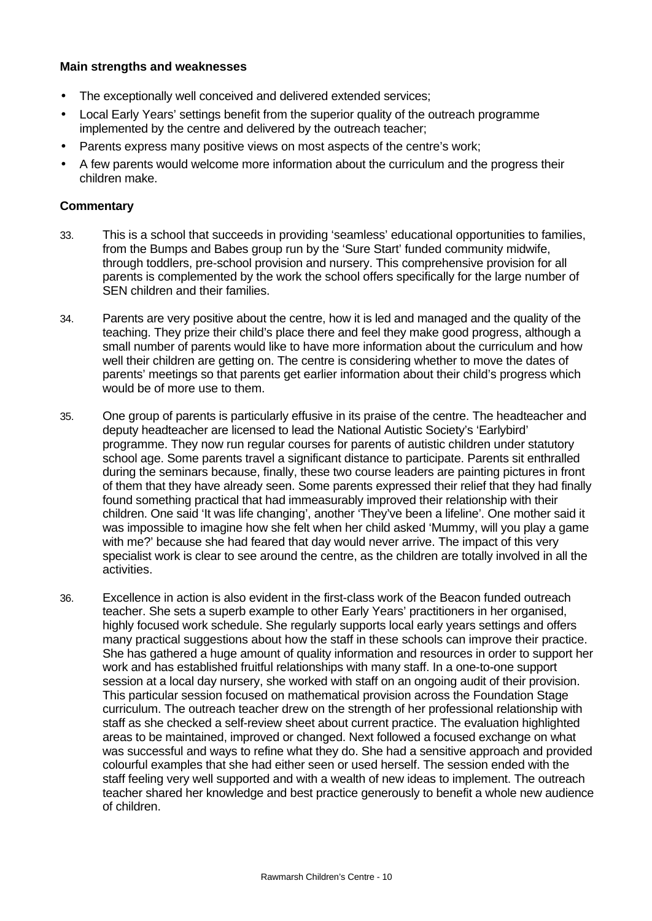**Main strengths and weaknesses**

- The exceptionally well conceived and delivered extended services;
- Local Early Years' settings benefit from the superior quality of the outreach programme implemented by the centre and delivered by the outreach teacher;
- Parents express many positive views on most aspects of the centre's work;
- A few parents would welcome more information about the curriculum and the progress their children make.

**Commentary**

33. This is a school that succeeds in providing 'seamless' educational opportunities to families, from the Bumps and Babes group run by the 'Sure Start' funded community midwife, through toddlers, pre-school provision and nursery. This comprehensive provision for all parents is complemented by the work the school offers specifically for the large number of SEN children and their families.

34. Parents are very positive about the centre, how it is led and managed and the quality of the teaching. They prize their child's place there and feel they make good progress, although a small number of parents would like to have more information about the curriculum and how well their children are getting on. The centre is considering whether to move the dates of parents' meetings so that parents get earlier information about their child's progress which would be of more use to them.

35. One group of parents is particularly effusive in its praise of the centre. The headteacher and deputy headteacher are licensed to lead the National Autistic Society's 'Earlybird' programme. They now run regular courses for parents of autistic children under statutory school age. Some parents travel a significant distance to participate. Parents sit enthralled during the seminars because, finally, these two course leaders are painting pictures in front of them that they have already seen. Some parents expressed their relief that they had finally found something practical that had immeasurably improved their relationship with their children. One said 'It was life changing', another 'They've been a lifeline'. One mother said it was impossible to imagine how she felt when her child asked 'Mummy, will you play a game with me?' because she had feared that day would never arrive. The impact of this very specialist work is clear to see around the centre, as the children are totally involved in all the activities.

36. Excellence in action is also evident in the first-class work of the Beacon funded outreach teacher. She sets a superb example to other Early Years' practitioners in her organised, highly focused work schedule. She regularly supports local early years settings and offers many practical suggestions about how the staff in these schools can improve their practice. She has gathered a huge amount of quality information and resources in order to support her work and has established fruitful relationships with many staff. In a one-to-one support session at a local day nursery, she worked with staff on an ongoing audit of their provision. This particular session focused on mathematical provision across the Foundation Stage curriculum. The outreach teacher drew on the strength of her professional relationship with staff as she checked a self-review sheet about current practice. The evaluation highlighted areas to be maintained, improved or changed. Next followed a focused exchange on what was successful and ways to refine what they do. She had a sensitive approach and provided colourful examples that she had either seen or used herself. The session ended with the staff feeling very well supported and with a wealth of new ideas to implement. The outreach teacher shared her knowledge and best practice generously to benefit a whole new audience of children.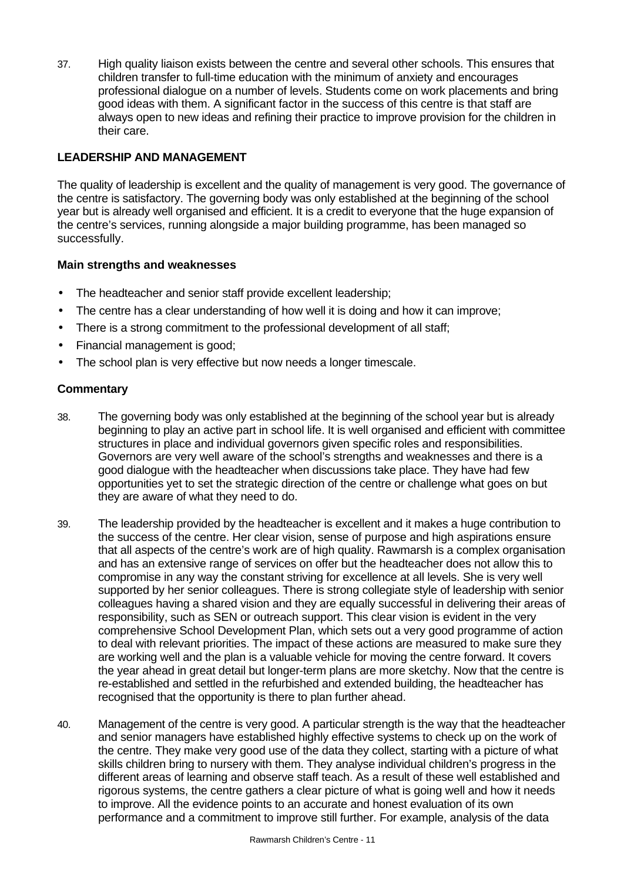37. High quality liaison exists between the centre and several other schools. This ensures that children transfer to full-time education with the minimum of anxiety and encourages professional dialogue on a number of levels. Students come on work placements and bring good ideas with them. A significant factor in the success of this centre is that staff are always open to new ideas and refining their practice to improve provision for the children in their care.

## LEADERSHIP AND MANAGEMENT

The quality of leadership is excellent and the quality of management is very good. The governance of the centre is satisfactory. The governing body was only established at the beginning of the school year but is already well organised and efficient. It is a credit to everyone that the huge expansion of the centre's services, running alongside a major building programme, has been managed so successfully.

### Main strengths and weaknesses

- The headteacher and senior staff provide excellent leadership;
- The centre has a clear understanding of how well it is doing and how it can improve;
- There is a strong commitment to the professional development of all staff;
- Financial management is good;
- The school plan is very effective but now needs a longer timescale.

### Commentary

38. The governing body was only established at the beginning of the school year but is already beginning to play an active part in school life. It is well organised and efficient with committee structures in place and individual governors given specific roles and responsibilities. Governors are very well aware of the school's strengths and weaknesses and there is a good dialogue with the headteacher when discussions take place. They have had few opportunities yet to set the strategic direction of the centre or challenge what goes on but they are aware of what they need to do.

39. The leadership provided by the headteacher is excellent and it makes a huge contribution to the success of the centre. Her clear vision, sense of purpose and high aspirations ensure that all aspects of the centre's work are of high quality. Rawmarsh is a complex organisation and has an extensive range of services on offer but the headteacher does not allow this to compromise in any way the constant striving for excellence at all levels. She is very well supported by her senior colleagues. There is strong collegiate style of leadership with senior colleagues having a shared vision and they are equally successful in delivering their areas of responsibility, such as SEN or outreach support. This clear vision is evident in the very comprehensive School Development Plan, which sets out a very good programme of action to deal with relevant priorities. The impact of these actions are measured to make sure they are working well and the plan is a valuable vehicle for moving the centre forward. It covers the year ahead in great detail but longer-term plans are more sketchy. Now that the centre is re-established and settled in the refurbished and extended building, the headteacher has recognised that the opportunity is there to plan further ahead.

40. Management of the centre is very good. A particular strength is the way that the headteacher and senior managers have established highly effective systems to check up on the work of the centre. They make very good use of the data they collect, starting with a picture of what skills children bring to nursery with them. They analyse individual children's progress in the different areas of learning and observe staff teach. As a result of these well established and rigorous systems, the centre gathers a clear picture of what is going well and how it needs to improve. All the evidence points to an accurate and honest evaluation of its own performance and a commitment to improve still further. For example, analysis of the data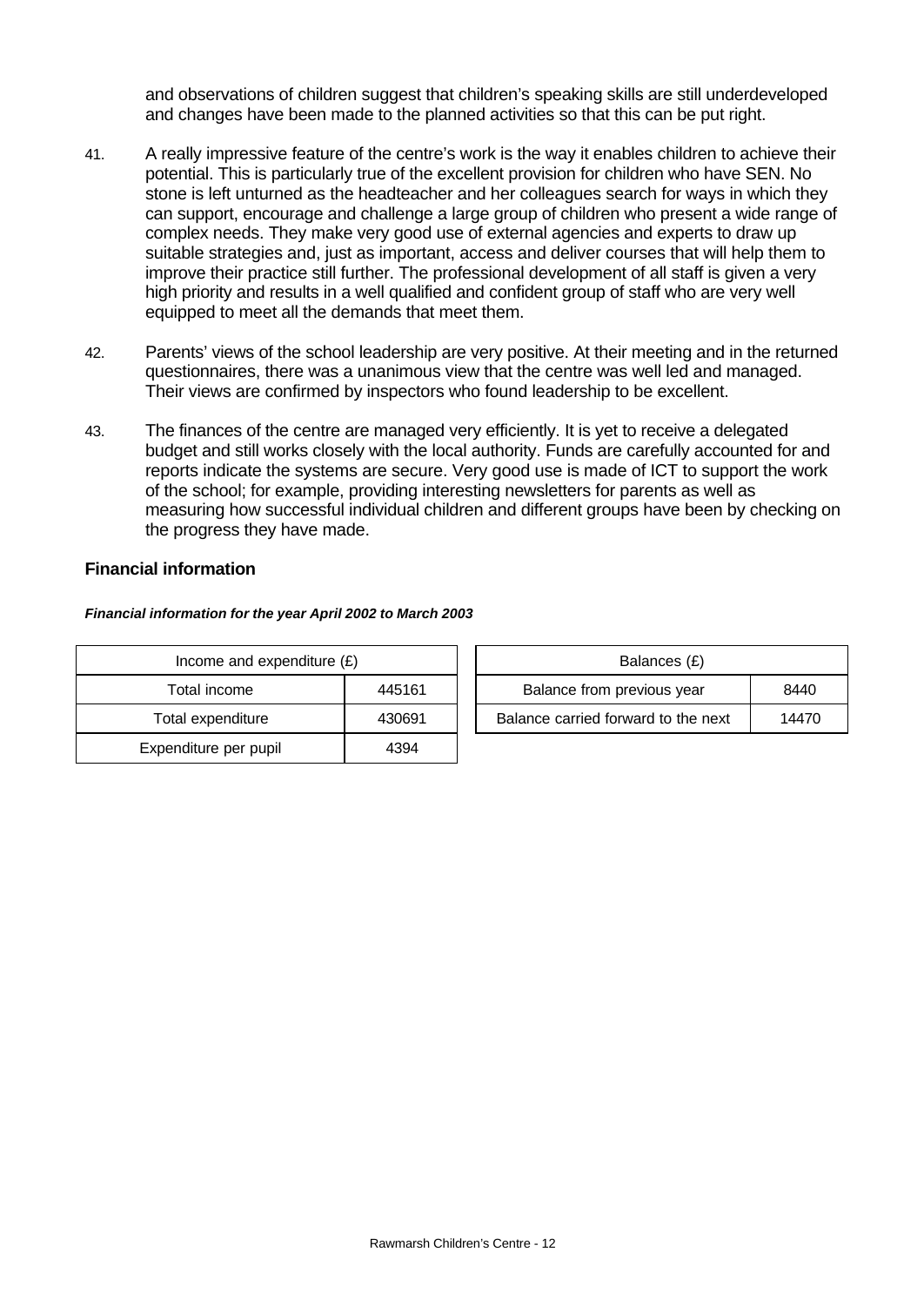and observations of children suggest that children's speaking skills are still underdeveloped and changes have been made to the planned activities so that this can be put right.

41. A really impressive feature of the centre's work is the way it enables children to achieve their potential. This is particularly true of the excellent provision for children who have SEN. No stone is left unturned as the headteacher and her colleagues search for ways in which they can support, encourage and challenge a large group of children who present a wide range of complex needs. They make very good use of external agencies and experts to draw up suitable strategies and, just as important, access and deliver courses that will help them to improve their practice still further. The professional development of all staff is given a very high priority and results in a well qualified and confident group of staff who are very well equipped to meet all the demands that meet them.

42. Parents' views of the school leadership are very positive. At their meeting and in the returned questionnaires, there was a unanimous view that the centre was well led and managed. Their views are confirmed by inspectors who found leadership to be excellent.

43. The finances of the centre are managed very efficiently. It is yet to receive a delegated budget and still works closely with the local authority. Funds are carefully accounted for and reports indicate the systems are secure. Very good use is made of ICT to support the work of the school; for example, providing interesting newsletters for parents as well as measuring how successful individual children and different groups have been by checking on the progress they have made.

**Financial information**

***Financial information for the year April 2002 to March 2003***

| Income and expenditure (£) | |
|---|---|
| Total income | 445161 |
| Total expenditure | 430691 |
| Expenditure per pupil | 4394 |

| Balances (£) | |
|---|---|
| Balance from previous year | 8440 |
| Balance carried forward to the next | 14470 |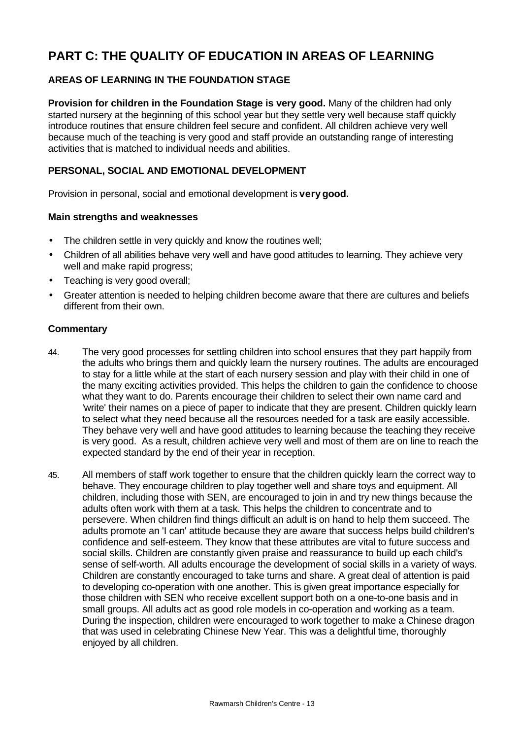# PART C: THE QUALITY OF EDUCATION IN AREAS OF LEARNING

## AREAS OF LEARNING IN THE FOUNDATION STAGE

**Provision for children in the Foundation Stage is very good.** Many of the children had only started nursery at the beginning of this school year but they settle very well because staff quickly introduce routines that ensure children feel secure and confident. All children achieve very well because much of the teaching is very good and staff provide an outstanding range of interesting activities that is matched to individual needs and abilities.

## PERSONAL, SOCIAL AND EMOTIONAL DEVELOPMENT

Provision in personal, social and emotional development is **very good.**

### Main strengths and weaknesses

- The children settle in very quickly and know the routines well;
- Children of all abilities behave very well and have good attitudes to learning. They achieve very well and make rapid progress;
- Teaching is very good overall;
- Greater attention is needed to helping children become aware that there are cultures and beliefs different from their own.

### Commentary

44. The very good processes for settling children into school ensures that they part happily from the adults who brings them and quickly learn the nursery routines. The adults are encouraged to stay for a little while at the start of each nursery session and play with their child in one of the many exciting activities provided. This helps the children to gain the confidence to choose what they want to do. Parents encourage their children to select their own name card and 'write' their names on a piece of paper to indicate that they are present. Children quickly learn to select what they need because all the resources needed for a task are easily accessible. They behave very well and have good attitudes to learning because the teaching they receive is very good. As a result, children achieve very well and most of them are on line to reach the expected standard by the end of their year in reception.

45. All members of staff work together to ensure that the children quickly learn the correct way to behave. They encourage children to play together well and share toys and equipment. All children, including those with SEN, are encouraged to join in and try new things because the adults often work with them at a task. This helps the children to concentrate and to persevere. When children find things difficult an adult is on hand to help them succeed. The adults promote an 'I can' attitude because they are aware that success helps build children's confidence and self-esteem. They know that these attributes are vital to future success and social skills. Children are constantly given praise and reassurance to build up each child's sense of self-worth. All adults encourage the development of social skills in a variety of ways. Children are constantly encouraged to take turns and share. A great deal of attention is paid to developing co-operation with one another. This is given great importance especially for those children with SEN who receive excellent support both on a one-to-one basis and in small groups. All adults act as good role models in co-operation and working as a team. During the inspection, children were encouraged to work together to make a Chinese dragon that was used in celebrating Chinese New Year. This was a delightful time, thoroughly enjoyed by all children.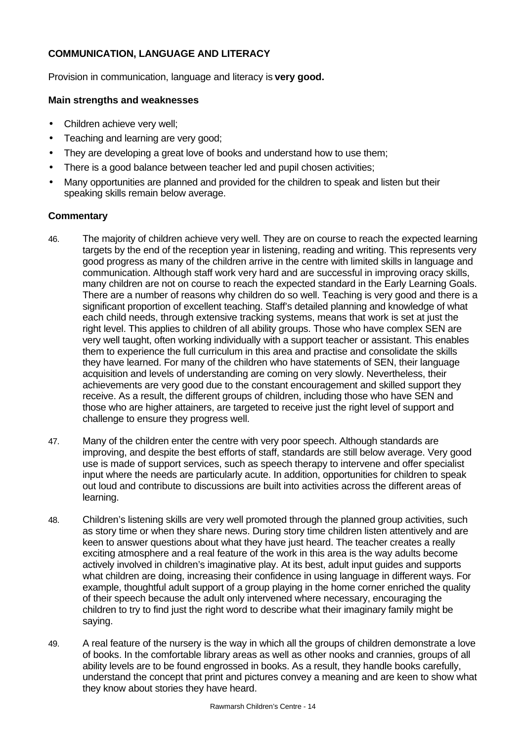### COMMUNICATION, LANGUAGE AND LITERACY

Provision in communication, language and literacy is **very good.**

#### Main strengths and weaknesses

- Children achieve very well;
- Teaching and learning are very good;
- They are developing a great love of books and understand how to use them;
- There is a good balance between teacher led and pupil chosen activities;
- Many opportunities are planned and provided for the children to speak and listen but their speaking skills remain below average.

#### Commentary

46. The majority of children achieve very well. They are on course to reach the expected learning targets by the end of the reception year in listening, reading and writing. This represents very good progress as many of the children arrive in the centre with limited skills in language and communication. Although staff work very hard and are successful in improving oracy skills, many children are not on course to reach the expected standard in the Early Learning Goals. There are a number of reasons why children do so well. Teaching is very good and there is a significant proportion of excellent teaching. Staff's detailed planning and knowledge of what each child needs, through extensive tracking systems, means that work is set at just the right level. This applies to children of all ability groups. Those who have complex SEN are very well taught, often working individually with a support teacher or assistant. This enables them to experience the full curriculum in this area and practise and consolidate the skills they have learned. For many of the children who have statements of SEN, their language acquisition and levels of understanding are coming on very slowly. Nevertheless, their achievements are very good due to the constant encouragement and skilled support they receive. As a result, the different groups of children, including those who have SEN and those who are higher attainers, are targeted to receive just the right level of support and challenge to ensure they progress well.

47. Many of the children enter the centre with very poor speech. Although standards are improving, and despite the best efforts of staff, standards are still below average. Very good use is made of support services, such as speech therapy to intervene and offer specialist input where the needs are particularly acute. In addition, opportunities for children to speak out loud and contribute to discussions are built into activities across the different areas of learning.

48. Children's listening skills are very well promoted through the planned group activities, such as story time or when they share news. During story time children listen attentively and are keen to answer questions about what they have just heard. The teacher creates a really exciting atmosphere and a real feature of the work in this area is the way adults become actively involved in children's imaginative play. At its best, adult input guides and supports what children are doing, increasing their confidence in using language in different ways. For example, thoughtful adult support of a group playing in the home corner enriched the quality of their speech because the adult only intervened where necessary, encouraging the children to try to find just the right word to describe what their imaginary family might be saying.

49. A real feature of the nursery is the way in which all the groups of children demonstrate a love of books. In the comfortable library areas as well as other nooks and crannies, groups of all ability levels are to be found engrossed in books. As a result, they handle books carefully, understand the concept that print and pictures convey a meaning and are keen to show what they know about stories they have heard.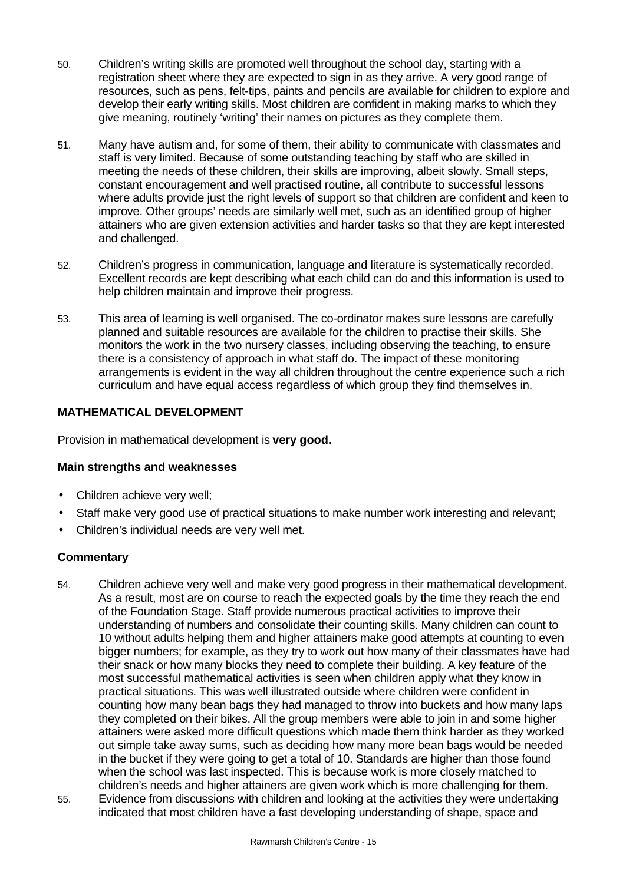50. Children's writing skills are promoted well throughout the school day, starting with a registration sheet where they are expected to sign in as they arrive. A very good range of resources, such as pens, felt-tips, paints and pencils are available for children to explore and develop their early writing skills. Most children are confident in making marks to which they give meaning, routinely 'writing' their names on pictures as they complete them.

51. Many have autism and, for some of them, their ability to communicate with classmates and staff is very limited. Because of some outstanding teaching by staff who are skilled in meeting the needs of these children, their skills are improving, albeit slowly. Small steps, constant encouragement and well practised routine, all contribute to successful lessons where adults provide just the right levels of support so that children are confident and keen to improve. Other groups' needs are similarly well met, such as an identified group of higher attainers who are given extension activities and harder tasks so that they are kept interested and challenged.

52. Children's progress in communication, language and literature is systematically recorded. Excellent records are kept describing what each child can do and this information is used to help children maintain and improve their progress.

53. This area of learning is well organised. The co-ordinator makes sure lessons are carefully planned and suitable resources are available for the children to practise their skills. She monitors the work in the two nursery classes, including observing the teaching, to ensure there is a consistency of approach in what staff do. The impact of these monitoring arrangements is evident in the way all children throughout the centre experience such a rich curriculum and have equal access regardless of which group they find themselves in.

## MATHEMATICAL DEVELOPMENT

Provision in mathematical development is **very good.**

### Main strengths and weaknesses

- Children achieve very well;
- Staff make very good use of practical situations to make number work interesting and relevant;
- Children's individual needs are very well met.

### Commentary

54. Children achieve very well and make very good progress in their mathematical development. As a result, most are on course to reach the expected goals by the time they reach the end of the Foundation Stage. Staff provide numerous practical activities to improve their understanding of numbers and consolidate their counting skills. Many children can count to 10 without adults helping them and higher attainers make good attempts at counting to even bigger numbers; for example, as they try to work out how many of their classmates have had their snack or how many blocks they need to complete their building. A key feature of the most successful mathematical activities is seen when children apply what they know in practical situations. This was well illustrated outside where children were confident in counting how many bean bags they had managed to throw into buckets and how many laps they completed on their bikes. All the group members were able to join in and some higher attainers were asked more difficult questions which made them think harder as they worked out simple take away sums, such as deciding how many more bean bags would be needed in the bucket if they were going to get a total of 10. Standards are higher than those found when the school was last inspected. This is because work is more closely matched to children's needs and higher attainers are given work which is more challenging for them.

55. Evidence from discussions with children and looking at the activities they were undertaking indicated that most children have a fast developing understanding of shape, space and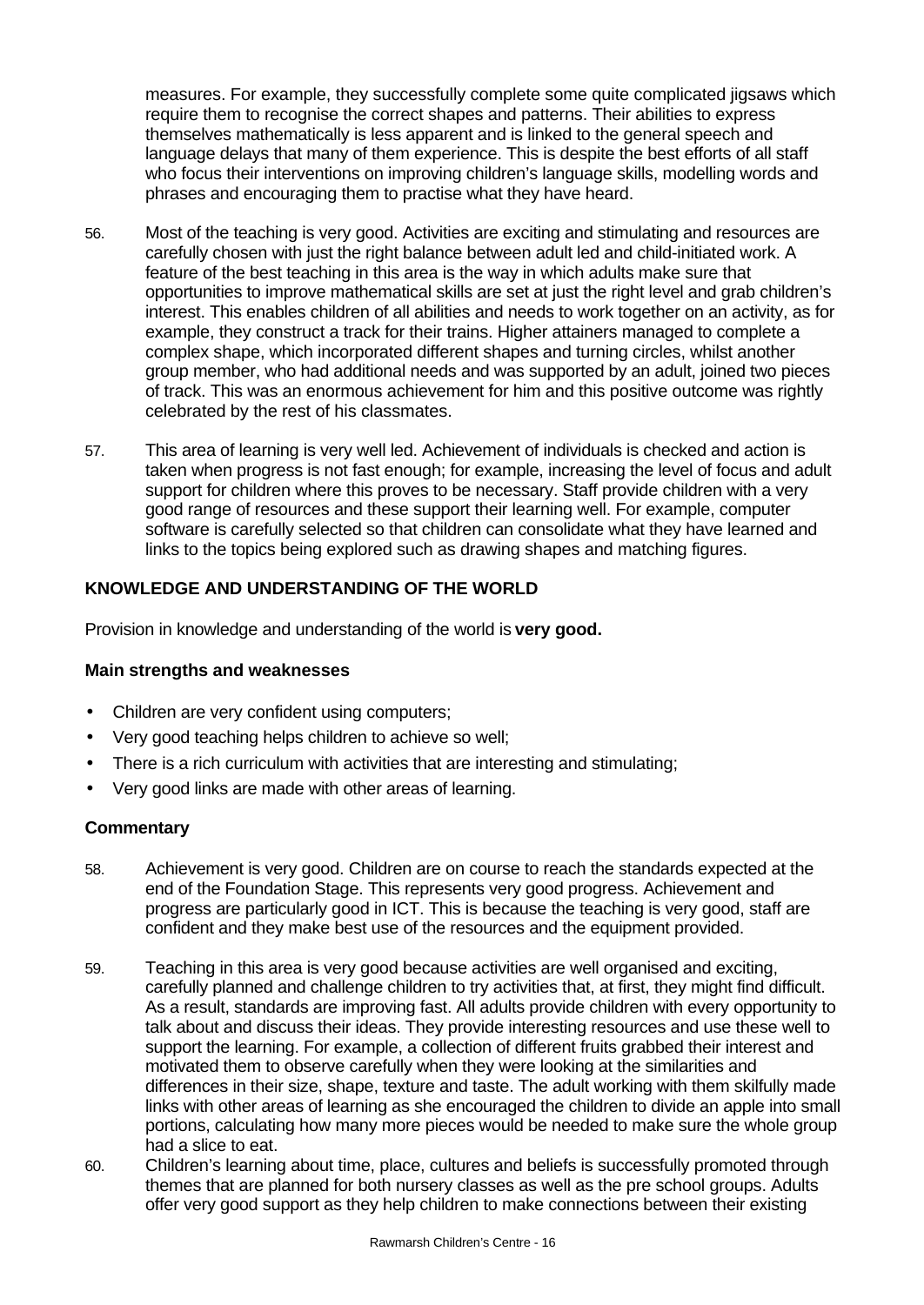measures. For example, they successfully complete some quite complicated jigsaws which require them to recognise the correct shapes and patterns. Their abilities to express themselves mathematically is less apparent and is linked to the general speech and language delays that many of them experience. This is despite the best efforts of all staff who focus their interventions on improving children's language skills, modelling words and phrases and encouraging them to practise what they have heard.

56. Most of the teaching is very good. Activities are exciting and stimulating and resources are carefully chosen with just the right balance between adult led and child-initiated work. A feature of the best teaching in this area is the way in which adults make sure that opportunities to improve mathematical skills are set at just the right level and grab children's interest. This enables children of all abilities and needs to work together on an activity, as for example, they construct a track for their trains. Higher attainers managed to complete a complex shape, which incorporated different shapes and turning circles, whilst another group member, who had additional needs and was supported by an adult, joined two pieces of track. This was an enormous achievement for him and this positive outcome was rightly celebrated by the rest of his classmates.

57. This area of learning is very well led. Achievement of individuals is checked and action is taken when progress is not fast enough; for example, increasing the level of focus and adult support for children where this proves to be necessary. Staff provide children with a very good range of resources and these support their learning well. For example, computer software is carefully selected so that children can consolidate what they have learned and links to the topics being explored such as drawing shapes and matching figures.

### KNOWLEDGE AND UNDERSTANDING OF THE WORLD

Provision in knowledge and understanding of the world is **very good.**

#### Main strengths and weaknesses

- Children are very confident using computers;
- Very good teaching helps children to achieve so well;
- There is a rich curriculum with activities that are interesting and stimulating;
- Very good links are made with other areas of learning.

#### Commentary

58. Achievement is very good. Children are on course to reach the standards expected at the end of the Foundation Stage. This represents very good progress. Achievement and progress are particularly good in ICT. This is because the teaching is very good, staff are confident and they make best use of the resources and the equipment provided.

59. Teaching in this area is very good because activities are well organised and exciting, carefully planned and challenge children to try activities that, at first, they might find difficult. As a result, standards are improving fast. All adults provide children with every opportunity to talk about and discuss their ideas. They provide interesting resources and use these well to support the learning. For example, a collection of different fruits grabbed their interest and motivated them to observe carefully when they were looking at the similarities and differences in their size, shape, texture and taste. The adult working with them skilfully made links with other areas of learning as she encouraged the children to divide an apple into small portions, calculating how many more pieces would be needed to make sure the whole group had a slice to eat.

60. Children's learning about time, place, cultures and beliefs is successfully promoted through themes that are planned for both nursery classes as well as the pre school groups. Adults offer very good support as they help children to make connections between their existing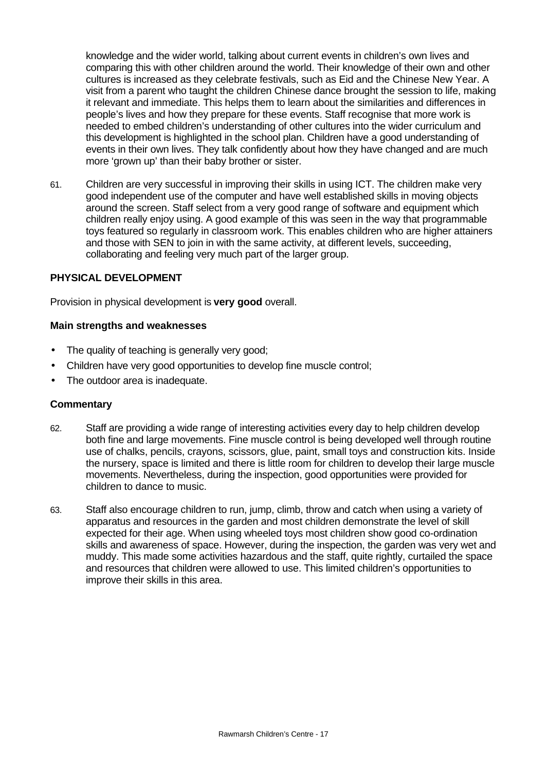knowledge and the wider world, talking about current events in children's own lives and comparing this with other children around the world. Their knowledge of their own and other cultures is increased as they celebrate festivals, such as Eid and the Chinese New Year. A visit from a parent who taught the children Chinese dance brought the session to life, making it relevant and immediate. This helps them to learn about the similarities and differences in people's lives and how they prepare for these events. Staff recognise that more work is needed to embed children's understanding of other cultures into the wider curriculum and this development is highlighted in the school plan. Children have a good understanding of events in their own lives. They talk confidently about how they have changed and are much more 'grown up' than their baby brother or sister.

61. Children are very successful in improving their skills in using ICT. The children make very good independent use of the computer and have well established skills in moving objects around the screen. Staff select from a very good range of software and equipment which children really enjoy using. A good example of this was seen in the way that programmable toys featured so regularly in classroom work. This enables children who are higher attainers and those with SEN to join in with the same activity, at different levels, succeeding, collaborating and feeling very much part of the larger group.

## PHYSICAL DEVELOPMENT

Provision in physical development is **very good** overall.

### Main strengths and weaknesses

- The quality of teaching is generally very good;
- Children have very good opportunities to develop fine muscle control;
- The outdoor area is inadequate.

### Commentary

62. Staff are providing a wide range of interesting activities every day to help children develop both fine and large movements. Fine muscle control is being developed well through routine use of chalks, pencils, crayons, scissors, glue, paint, small toys and construction kits. Inside the nursery, space is limited and there is little room for children to develop their large muscle movements. Nevertheless, during the inspection, good opportunities were provided for children to dance to music.

63. Staff also encourage children to run, jump, climb, throw and catch when using a variety of apparatus and resources in the garden and most children demonstrate the level of skill expected for their age. When using wheeled toys most children show good co-ordination skills and awareness of space. However, during the inspection, the garden was very wet and muddy. This made some activities hazardous and the staff, quite rightly, curtailed the space and resources that children were allowed to use. This limited children's opportunities to improve their skills in this area.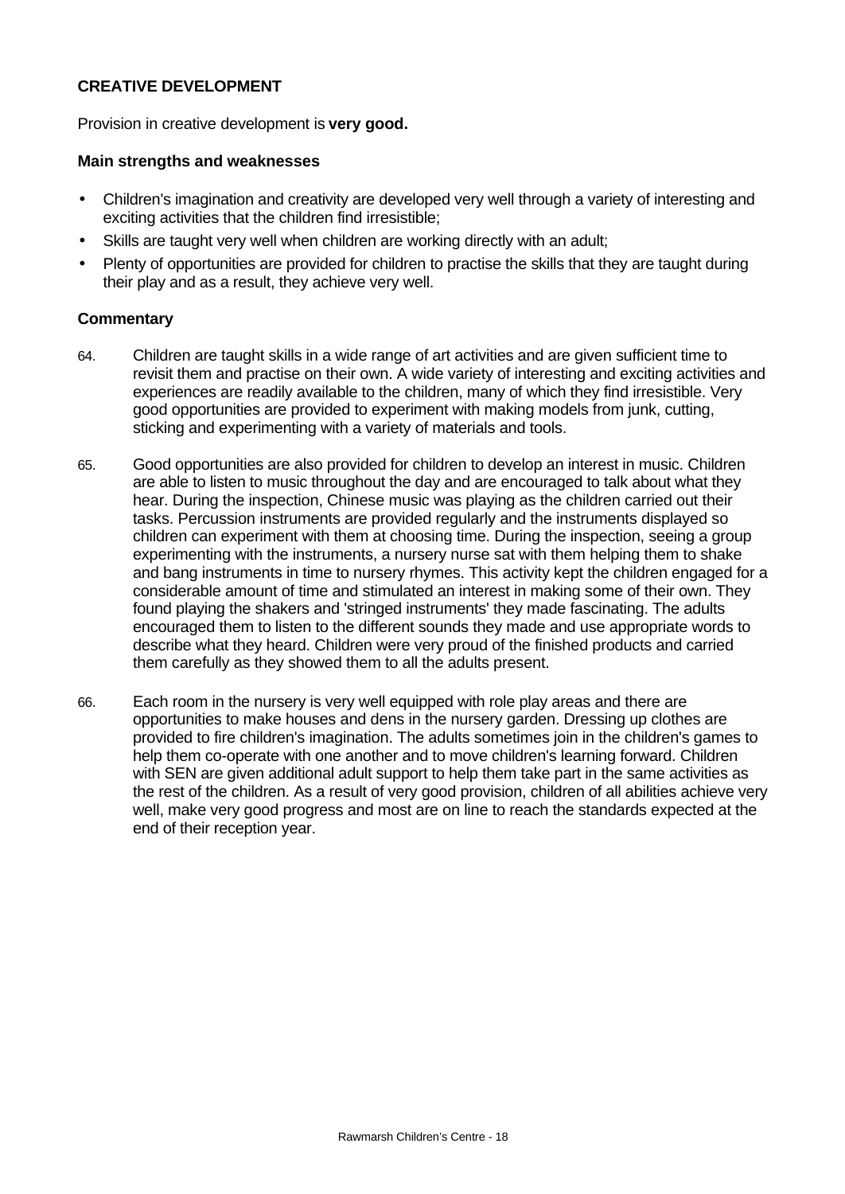## CREATIVE DEVELOPMENT

Provision in creative development is **very good.**

### Main strengths and weaknesses

- Children's imagination and creativity are developed very well through a variety of interesting and exciting activities that the children find irresistible;
- Skills are taught very well when children are working directly with an adult;
- Plenty of opportunities are provided for children to practise the skills that they are taught during their play and as a result, they achieve very well.

### Commentary

64. Children are taught skills in a wide range of art activities and are given sufficient time to revisit them and practise on their own. A wide variety of interesting and exciting activities and experiences are readily available to the children, many of which they find irresistible. Very good opportunities are provided to experiment with making models from junk, cutting, sticking and experimenting with a variety of materials and tools.

65. Good opportunities are also provided for children to develop an interest in music. Children are able to listen to music throughout the day and are encouraged to talk about what they hear. During the inspection, Chinese music was playing as the children carried out their tasks. Percussion instruments are provided regularly and the instruments displayed so children can experiment with them at choosing time. During the inspection, seeing a group experimenting with the instruments, a nursery nurse sat with them helping them to shake and bang instruments in time to nursery rhymes. This activity kept the children engaged for a considerable amount of time and stimulated an interest in making some of their own. They found playing the shakers and 'stringed instruments' they made fascinating. The adults encouraged them to listen to the different sounds they made and use appropriate words to describe what they heard. Children were very proud of the finished products and carried them carefully as they showed them to all the adults present.

66. Each room in the nursery is very well equipped with role play areas and there are opportunities to make houses and dens in the nursery garden. Dressing up clothes are provided to fire children's imagination. The adults sometimes join in the children's games to help them co-operate with one another and to move children's learning forward. Children with SEN are given additional adult support to help them take part in the same activities as the rest of the children. As a result of very good provision, children of all abilities achieve very well, make very good progress and most are on line to reach the standards expected at the end of their reception year.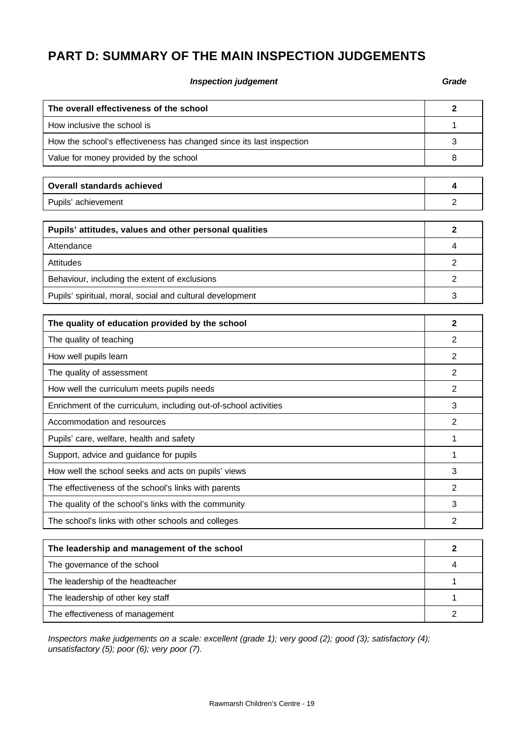# PART D: SUMMARY OF THE MAIN INSPECTION JUDGEMENTS

| ***Inspection judgement*** | ***Grade*** |
|---|---|
| **The overall effectiveness of the school** | **2** |
| How inclusive the school is | 1 |
| How the school's effectiveness has changed since its last inspection | 3 |
| Value for money provided by the school | 8 |
| **Overall standards achieved** | **4** |
| Pupils' achievement | 2 |
| **Pupils' attitudes, values and other personal qualities** | **2** |
| Attendance | 4 |
| Attitudes | 2 |
| Behaviour, including the extent of exclusions | 2 |
| Pupils' spiritual, moral, social and cultural development | 3 |
| **The quality of education provided by the school** | **2** |
| The quality of teaching | 2 |
| How well pupils learn | 2 |
| The quality of assessment | 2 |
| How well the curriculum meets pupils needs | 2 |
| Enrichment of the curriculum, including out-of-school activities | 3 |
| Accommodation and resources | 2 |
| Pupils' care, welfare, health and safety | 1 |
| Support, advice and guidance for pupils | 1 |
| How well the school seeks and acts on pupils' views | 3 |
| The effectiveness of the school's links with parents | 2 |
| The quality of the school's links with the community | 3 |
| The school's links with other schools and colleges | 2 |
| **The leadership and management of the school** | **2** |
| The governance of the school | 4 |
| The leadership of the headteacher | 1 |
| The leadership of other key staff | 1 |
| The effectiveness of management | 2 |

*Inspectors make judgements on a scale: excellent (grade 1); very good (2); good (3); satisfactory (4); unsatisfactory (5); poor (6); very poor (7).*